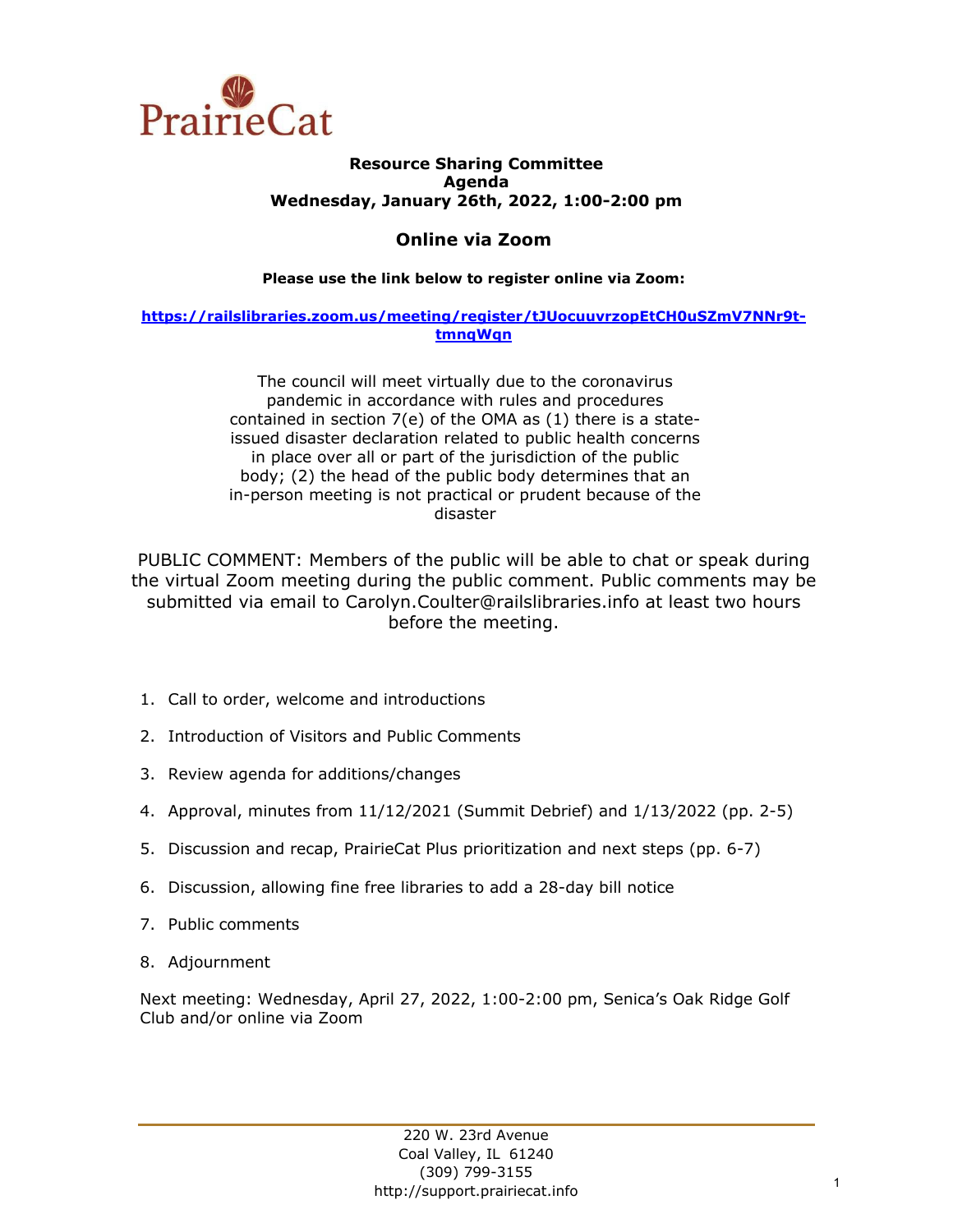PrairieCat

**Resource Sharing Committee**
**Agenda**
**Wednesday, January 26th, 2022, 1:00-2:00 pm**

## Online via Zoom

**Please use the link below to register online via Zoom:**

**https://railslibraries.zoom.us/meeting/register/tJUocuuvrzopEtCH0uSZmV7NNr9t-tmnqWqn**

The council will meet virtually due to the coronavirus pandemic in accordance with rules and procedures contained in section 7(e) of the OMA as (1) there is a state-issued disaster declaration related to public health concerns in place over all or part of the jurisdiction of the public body; (2) the head of the public body determines that an in-person meeting is not practical or prudent because of the disaster

PUBLIC COMMENT: Members of the public will be able to chat or speak during the virtual Zoom meeting during the public comment. Public comments may be submitted via email to Carolyn.Coulter@railslibraries.info at least two hours before the meeting.

1. Call to order, welcome and introductions
2. Introduction of Visitors and Public Comments
3. Review agenda for additions/changes
4. Approval, minutes from 11/12/2021 (Summit Debrief) and 1/13/2022 (pp. 2-5)
5. Discussion and recap, PrairieCat Plus prioritization and next steps (pp. 6-7)
6. Discussion, allowing fine free libraries to add a 28-day bill notice
7. Public comments
8. Adjournment

Next meeting: Wednesday, April 27, 2022, 1:00-2:00 pm, Senica's Oak Ridge Golf Club and/or online via Zoom

220 W. 23rd Avenue
Coal Valley, IL 61240
(309) 799-3155
http://support.prairiecat.info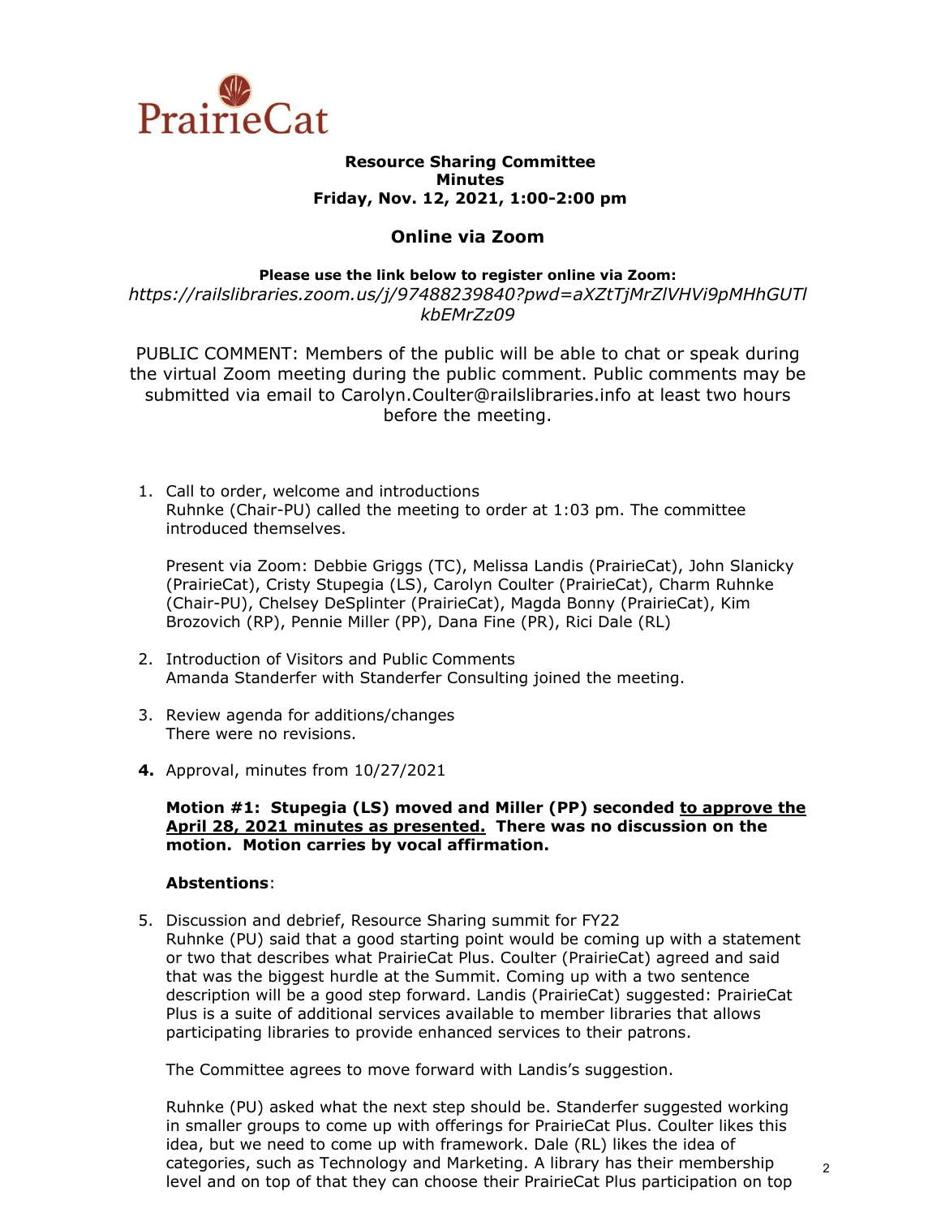PrairieCat

**Resource Sharing Committee**
**Minutes**
**Friday, Nov. 12, 2021, 1:00-2:00 pm**

## Online via Zoom

**Please use the link below to register online via Zoom:**
*https://railslibraries.zoom.us/j/97488239840?pwd=aXZtTjMrZlVHVi9pMHhGUTlkbEMrZz09*

PUBLIC COMMENT: Members of the public will be able to chat or speak during the virtual Zoom meeting during the public comment. Public comments may be submitted via email to Carolyn.Coulter@railslibraries.info at least two hours before the meeting.

1. Call to order, welcome and introductions
   Ruhnke (Chair-PU) called the meeting to order at 1:03 pm. The committee introduced themselves.

   Present via Zoom: Debbie Griggs (TC), Melissa Landis (PrairieCat), John Slanicky (PrairieCat), Cristy Stupegia (LS), Carolyn Coulter (PrairieCat), Charm Ruhnke (Chair-PU), Chelsey DeSplinter (PrairieCat), Magda Bonny (PrairieCat), Kim Brozovich (RP), Pennie Miller (PP), Dana Fine (PR), Rici Dale (RL)

2. Introduction of Visitors and Public Comments
   Amanda Standerfer with Standerfer Consulting joined the meeting.

3. Review agenda for additions/changes
   There were no revisions.

4. Approval, minutes from 10/27/2021

   **Motion #1: Stupegia (LS) moved and Miller (PP) seconded <u>to approve the April 28, 2021 minutes as presented.</u> There was no discussion on the motion. Motion carries by vocal affirmation.**

   **Abstentions**:

5. Discussion and debrief, Resource Sharing summit for FY22
   Ruhnke (PU) said that a good starting point would be coming up with a statement or two that describes what PrairieCat Plus. Coulter (PrairieCat) agreed and said that was the biggest hurdle at the Summit. Coming up with a two sentence description will be a good step forward. Landis (PrairieCat) suggested: PrairieCat Plus is a suite of additional services available to member libraries that allows participating libraries to provide enhanced services to their patrons.

   The Committee agrees to move forward with Landis's suggestion.

   Ruhnke (PU) asked what the next step should be. Standerfer suggested working in smaller groups to come up with offerings for PrairieCat Plus. Coulter likes this idea, but we need to come up with framework. Dale (RL) likes the idea of categories, such as Technology and Marketing. A library has their membership level and on top of that they can choose their PrairieCat Plus participation on top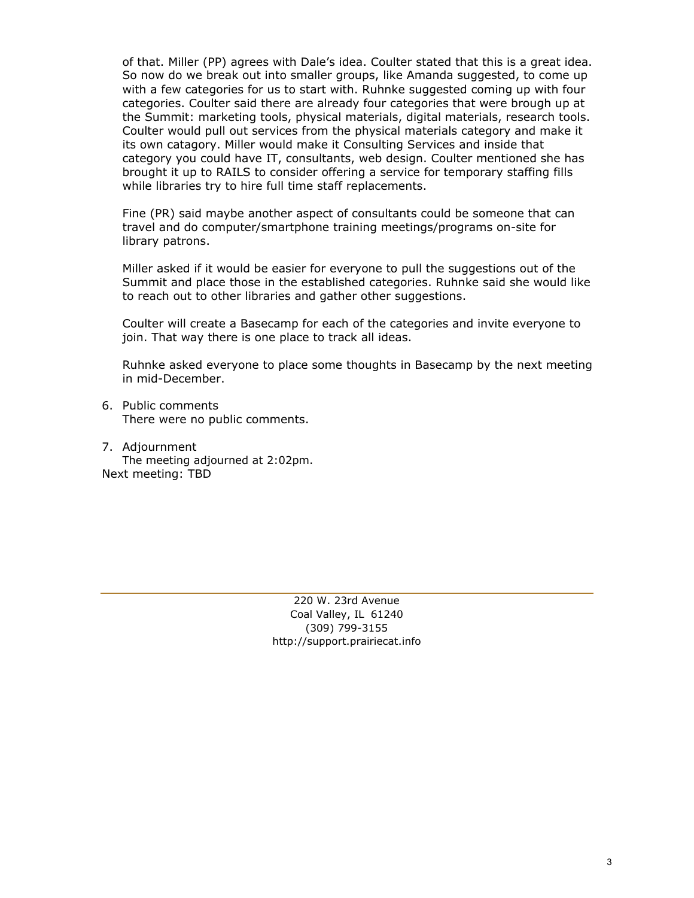of that. Miller (PP) agrees with Dale's idea. Coulter stated that this is a great idea. So now do we break out into smaller groups, like Amanda suggested, to come up with a few categories for us to start with. Ruhnke suggested coming up with four categories. Coulter said there are already four categories that were brough up at the Summit: marketing tools, physical materials, digital materials, research tools. Coulter would pull out services from the physical materials category and make it its own catagory. Miller would make it Consulting Services and inside that category you could have IT, consultants, web design. Coulter mentioned she has brought it up to RAILS to consider offering a service for temporary staffing fills while libraries try to hire full time staff replacements.

Fine (PR) said maybe another aspect of consultants could be someone that can travel and do computer/smartphone training meetings/programs on-site for library patrons.

Miller asked if it would be easier for everyone to pull the suggestions out of the Summit and place those in the established categories. Ruhnke said she would like to reach out to other libraries and gather other suggestions.

Coulter will create a Basecamp for each of the categories and invite everyone to join. That way there is one place to track all ideas.

Ruhnke asked everyone to place some thoughts in Basecamp by the next meeting in mid-December.

6. Public comments
   There were no public comments.

7. Adjournment
   The meeting adjourned at 2:02pm.

Next meeting: TBD

220 W. 23rd Avenue
Coal Valley, IL 61240
(309) 799-3155
http://support.prairiecat.info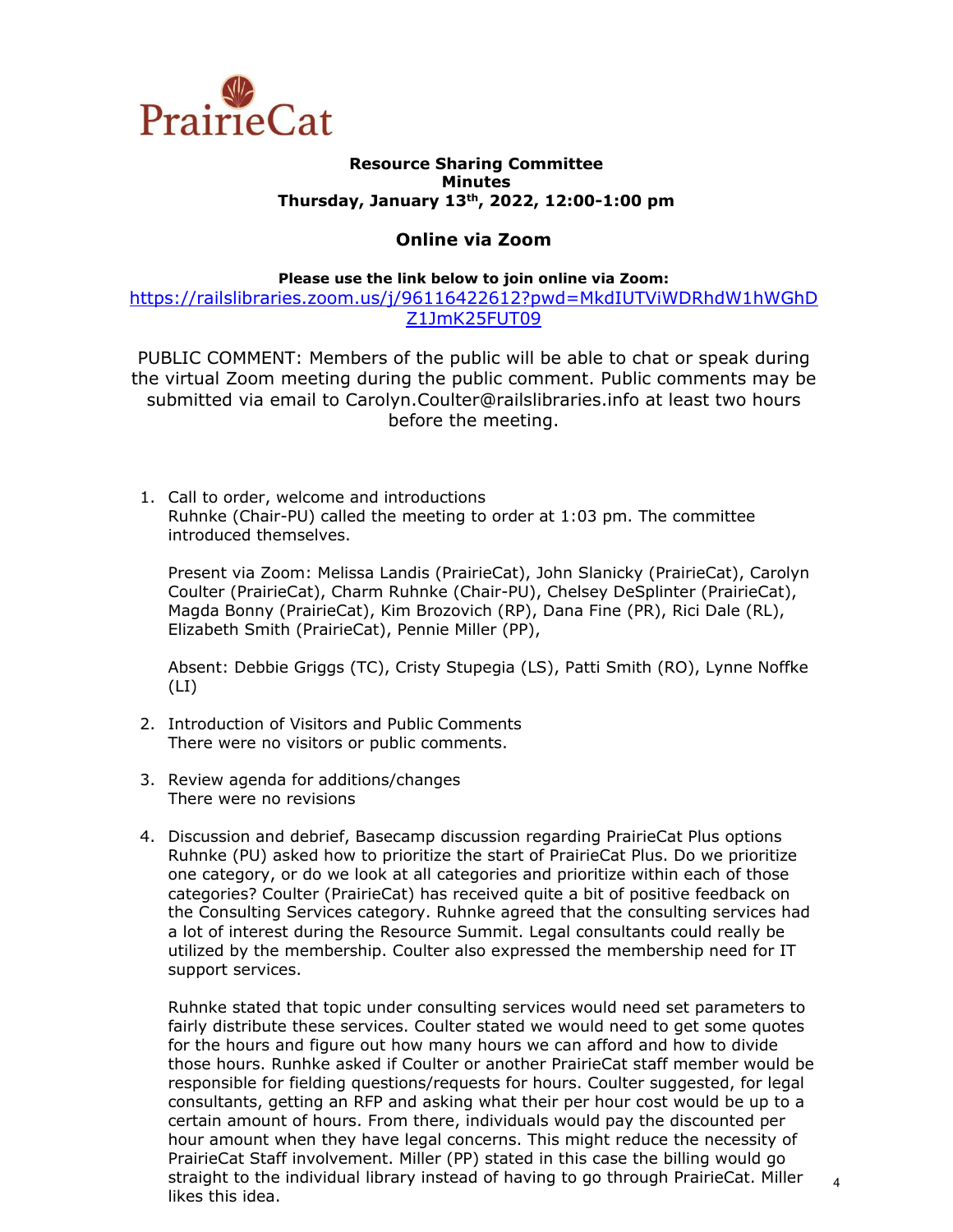PrairieCat

**Resource Sharing Committee**
**Minutes**
**Thursday, January 13th, 2022, 12:00-1:00 pm**

## Online via Zoom

**Please use the link below to join online via Zoom:**
https://railslibraries.zoom.us/j/96116422612?pwd=MkdIUTViWDRhdW1hWGhDZ1JmK25FUT09

PUBLIC COMMENT: Members of the public will be able to chat or speak during the virtual Zoom meeting during the public comment. Public comments may be submitted via email to Carolyn.Coulter@railslibraries.info at least two hours before the meeting.

1. Call to order, welcome and introductions
   Ruhnke (Chair-PU) called the meeting to order at 1:03 pm. The committee introduced themselves.

   Present via Zoom: Melissa Landis (PrairieCat), John Slanicky (PrairieCat), Carolyn Coulter (PrairieCat), Charm Ruhnke (Chair-PU), Chelsey DeSplinter (PrairieCat), Magda Bonny (PrairieCat), Kim Brozovich (RP), Dana Fine (PR), Rici Dale (RL), Elizabeth Smith (PrairieCat), Pennie Miller (PP),

   Absent: Debbie Griggs (TC), Cristy Stupegia (LS), Patti Smith (RO), Lynne Noffke (LI)

2. Introduction of Visitors and Public Comments
   There were no visitors or public comments.

3. Review agenda for additions/changes
   There were no revisions

4. Discussion and debrief, Basecamp discussion regarding PrairieCat Plus options
   Ruhnke (PU) asked how to prioritize the start of PrairieCat Plus. Do we prioritize one category, or do we look at all categories and prioritize within each of those categories? Coulter (PrairieCat) has received quite a bit of positive feedback on the Consulting Services category. Ruhnke agreed that the consulting services had a lot of interest during the Resource Summit. Legal consultants could really be utilized by the membership. Coulter also expressed the membership need for IT support services.

   Ruhnke stated that topic under consulting services would need set parameters to fairly distribute these services. Coulter stated we would need to get some quotes for the hours and figure out how many hours we can afford and how to divide those hours. Ruhnke asked if Coulter or another PrairieCat staff member would be responsible for fielding questions/requests for hours. Coulter suggested, for legal consultants, getting an RFP and asking what their per hour cost would be up to a certain amount of hours. From there, individuals would pay the discounted per hour amount when they have legal concerns. This might reduce the necessity of PrairieCat Staff involvement. Miller (PP) stated in this case the billing would go straight to the individual library instead of having to go through PrairieCat. Miller likes this idea.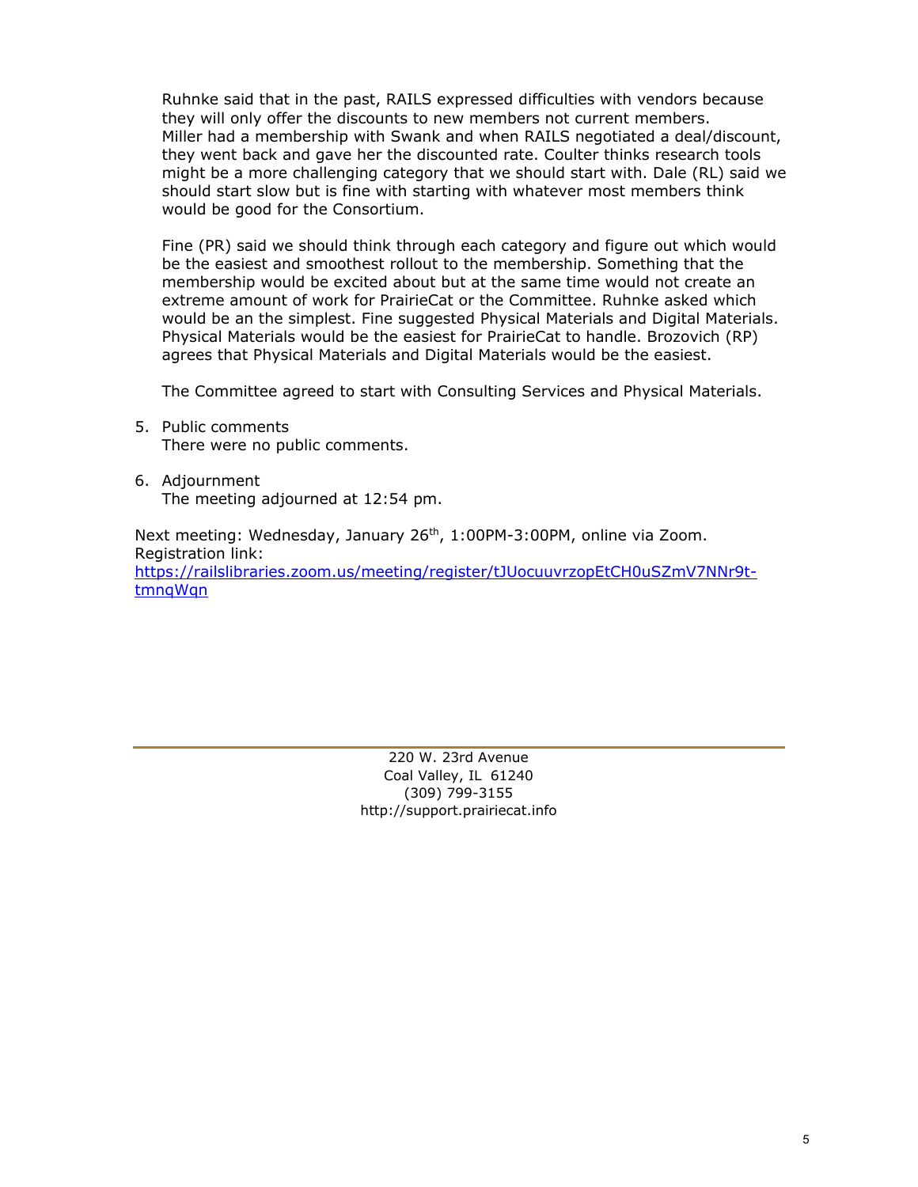Ruhnke said that in the past, RAILS expressed difficulties with vendors because they will only offer the discounts to new members not current members. Miller had a membership with Swank and when RAILS negotiated a deal/discount, they went back and gave her the discounted rate. Coulter thinks research tools might be a more challenging category that we should start with. Dale (RL) said we should start slow but is fine with starting with whatever most members think would be good for the Consortium.

Fine (PR) said we should think through each category and figure out which would be the easiest and smoothest rollout to the membership. Something that the membership would be excited about but at the same time would not create an extreme amount of work for PrairieCat or the Committee. Ruhnke asked which would be an the simplest. Fine suggested Physical Materials and Digital Materials. Physical Materials would be the easiest for PrairieCat to handle. Brozovich (RP) agrees that Physical Materials and Digital Materials would be the easiest.

The Committee agreed to start with Consulting Services and Physical Materials.

5. Public comments
   There were no public comments.

6. Adjournment
   The meeting adjourned at 12:54 pm.

Next meeting: Wednesday, January 26th, 1:00PM-3:00PM, online via Zoom.
Registration link:
[https://railslibraries.zoom.us/meeting/register/tJUocuuvrzopEtCH0uSZmV7NNr9t-tmnqWqn](https://railslibraries.zoom.us/meeting/register/tJUocuuvrzopEtCH0uSZmV7NNr9t-tmnqWqn)

220 W. 23rd Avenue
Coal Valley, IL 61240
(309) 799-3155
http://support.prairiecat.info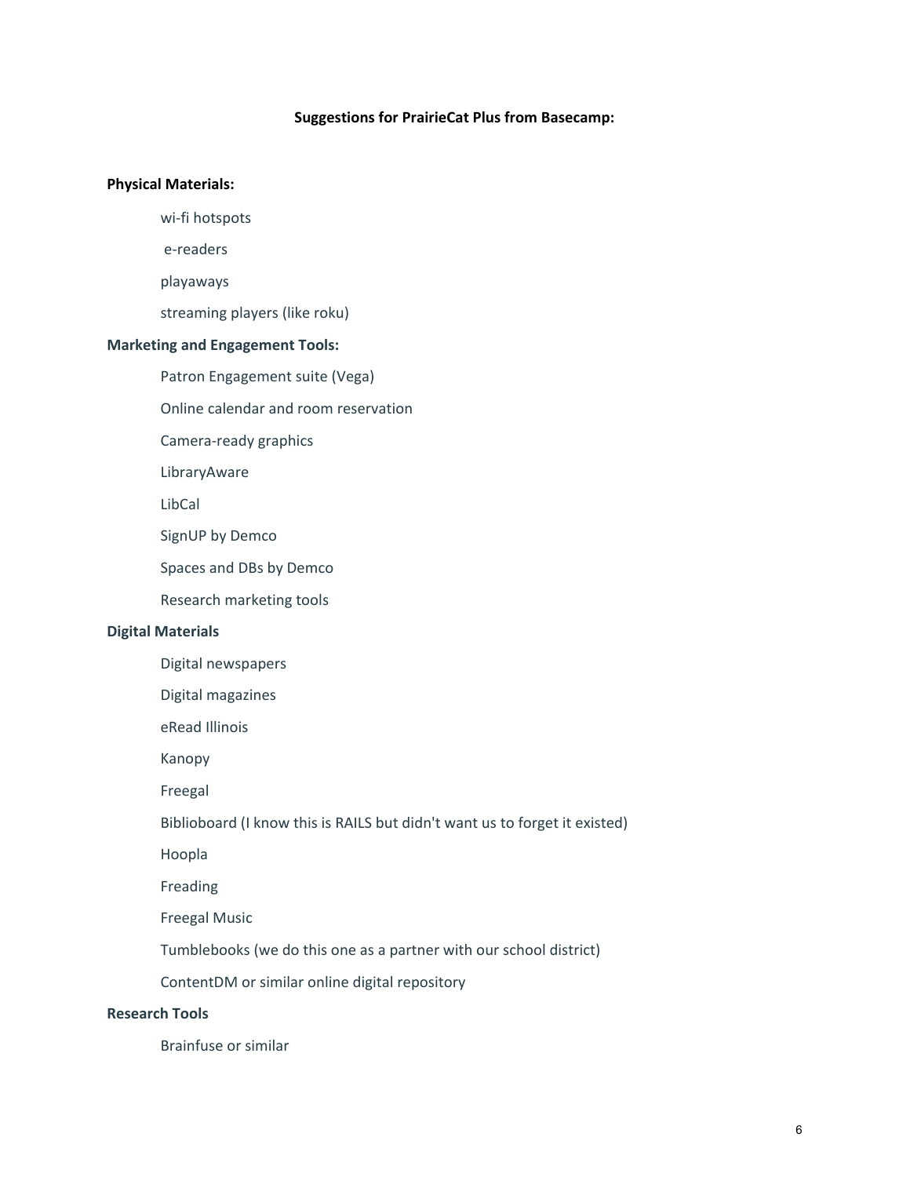**Suggestions for PrairieCat Plus from Basecamp:**

**Physical Materials:**

- wi-fi hotspots
- e-readers
- playaways
- streaming players (like roku)

**Marketing and Engagement Tools:**

- Patron Engagement suite (Vega)
- Online calendar and room reservation
- Camera-ready graphics
- LibraryAware
- LibCal
- SignUP by Demco
- Spaces and DBs by Demco
- Research marketing tools

**Digital Materials**

- Digital newspapers
- Digital magazines
- eRead Illinois
- Kanopy
- Freegal
- Biblioboard (I know this is RAILS but didn't want us to forget it existed)
- Hoopla
- Freading
- Freegal Music
- Tumblebooks (we do this one as a partner with our school district)
- ContentDM or similar online digital repository

**Research Tools**

- Brainfuse or similar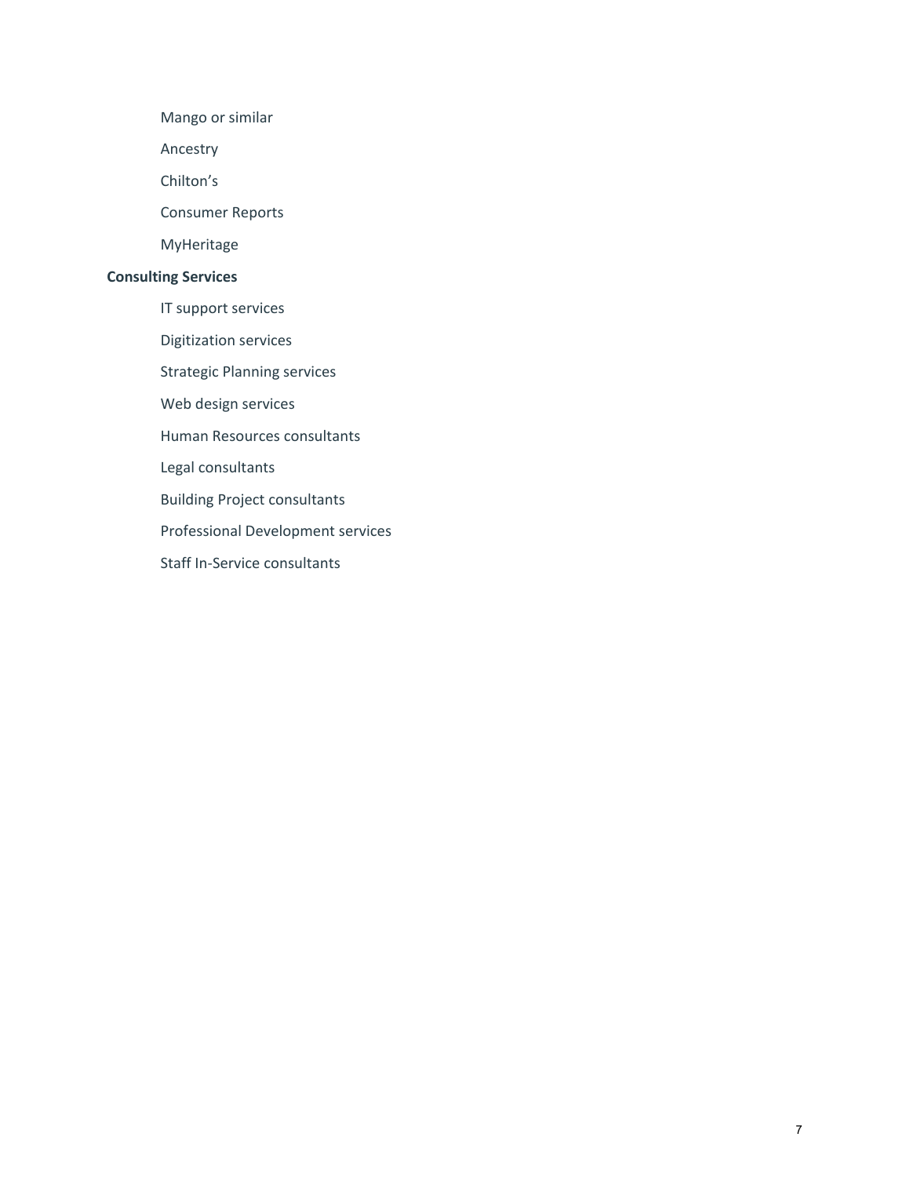Mango or similar

Ancestry

Chilton’s

Consumer Reports

MyHeritage

**Consulting Services**

IT support services

Digitization services

Strategic Planning services

Web design services

Human Resources consultants

Legal consultants

Building Project consultants

Professional Development services

Staff In-Service consultants